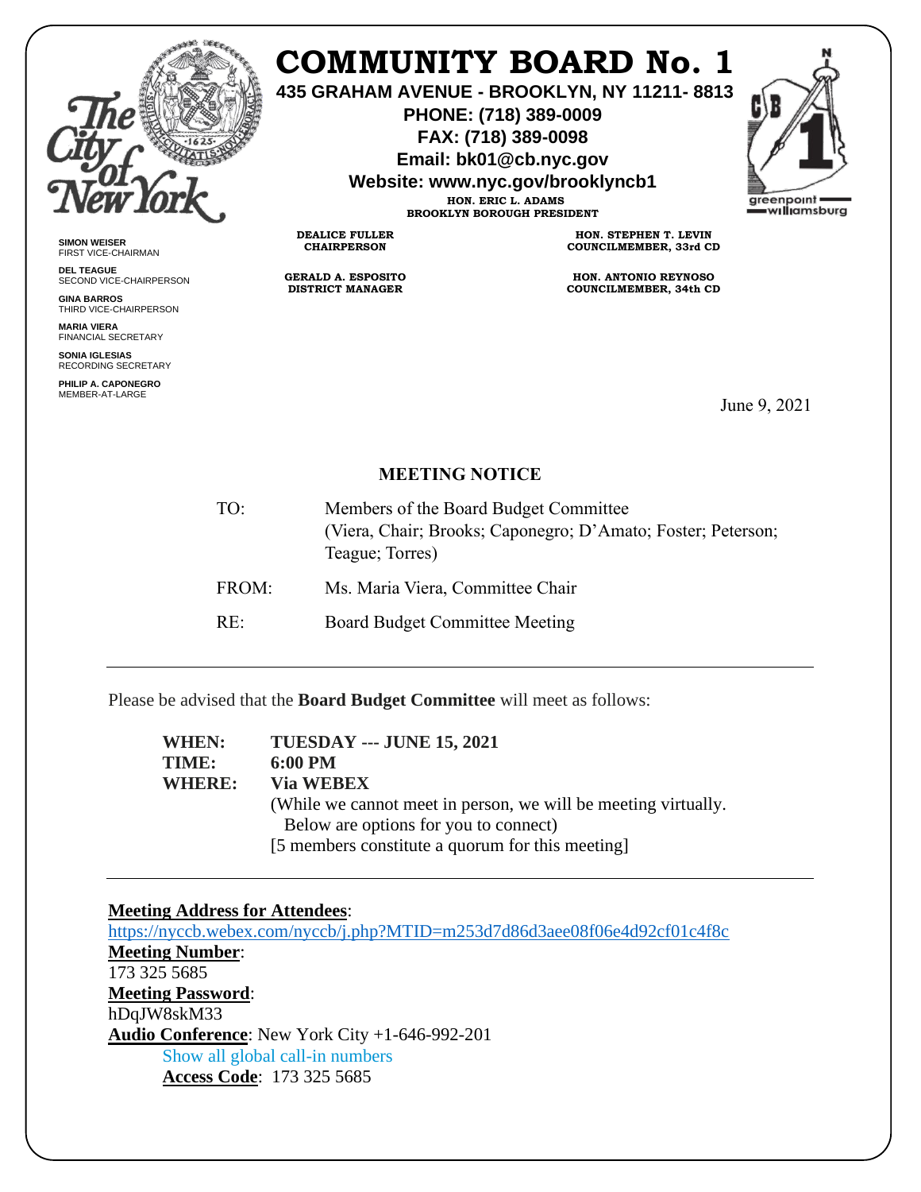# COMMUNITY BOARD No. 1

**435 GRAHAM AVENUE - BROOKLYN, NY 11211- 8813**
**PHONE: (718) 389-0009**
**FAX: (718) 389-0098**
**Email: bk01@cb.nyc.gov**
**Website: www.nyc.gov/brooklyncb1**

**HON. ERIC L. ADAMS**
**BROOKLYN BOROUGH PRESIDENT**

**DEALICE FULLER**
**CHAIRPERSON**

**HON. STEPHEN T. LEVIN**
**COUNCILMEMBER, 33rd CD**

**GERALD A. ESPOSITO**
**DISTRICT MANAGER**

**HON. ANTONIO REYNOSO**
**COUNCILMEMBER, 34th CD**

**SIMON WEISER**
FIRST VICE-CHAIRMAN

**DEL TEAGUE**
SECOND VICE-CHAIRPERSON

**GINA BARROS**
THIRD VICE-CHAIRPERSON

**MARIA VIERA**
FINANCIAL SECRETARY

**SONIA IGLESIAS**
RECORDING SECRETARY

**PHILIP A. CAPONEGRO**
MEMBER-AT-LARGE

June 9, 2021

**MEETING NOTICE**

TO: Members of the Board Budget Committee
(Viera, Chair; Brooks; Caponegro; D'Amato; Foster; Peterson; Teague; Torres)

FROM: Ms. Maria Viera, Committee Chair

RE: Board Budget Committee Meeting

---

Please be advised that the **Board Budget Committee** will meet as follows:

**WHEN:** **TUESDAY --- JUNE 15, 2021**
**TIME:** **6:00 PM**
**WHERE:** **Via WEBEX**
(While we cannot meet in person, we will be meeting virtually. Below are options for you to connect)
[5 members constitute a quorum for this meeting]

---

**Meeting Address for Attendees**:
https://nyccb.webex.com/nyccb/j.php?MTID=m253d7d86d3aee08f06e4d92cf01c4f8c
**Meeting Number**:
173 325 5685
**Meeting Password**:
hDqJW8skM33
**Audio Conference**: New York City +1-646-992-201
Show all global call-in numbers
**Access Code**: 173 325 5685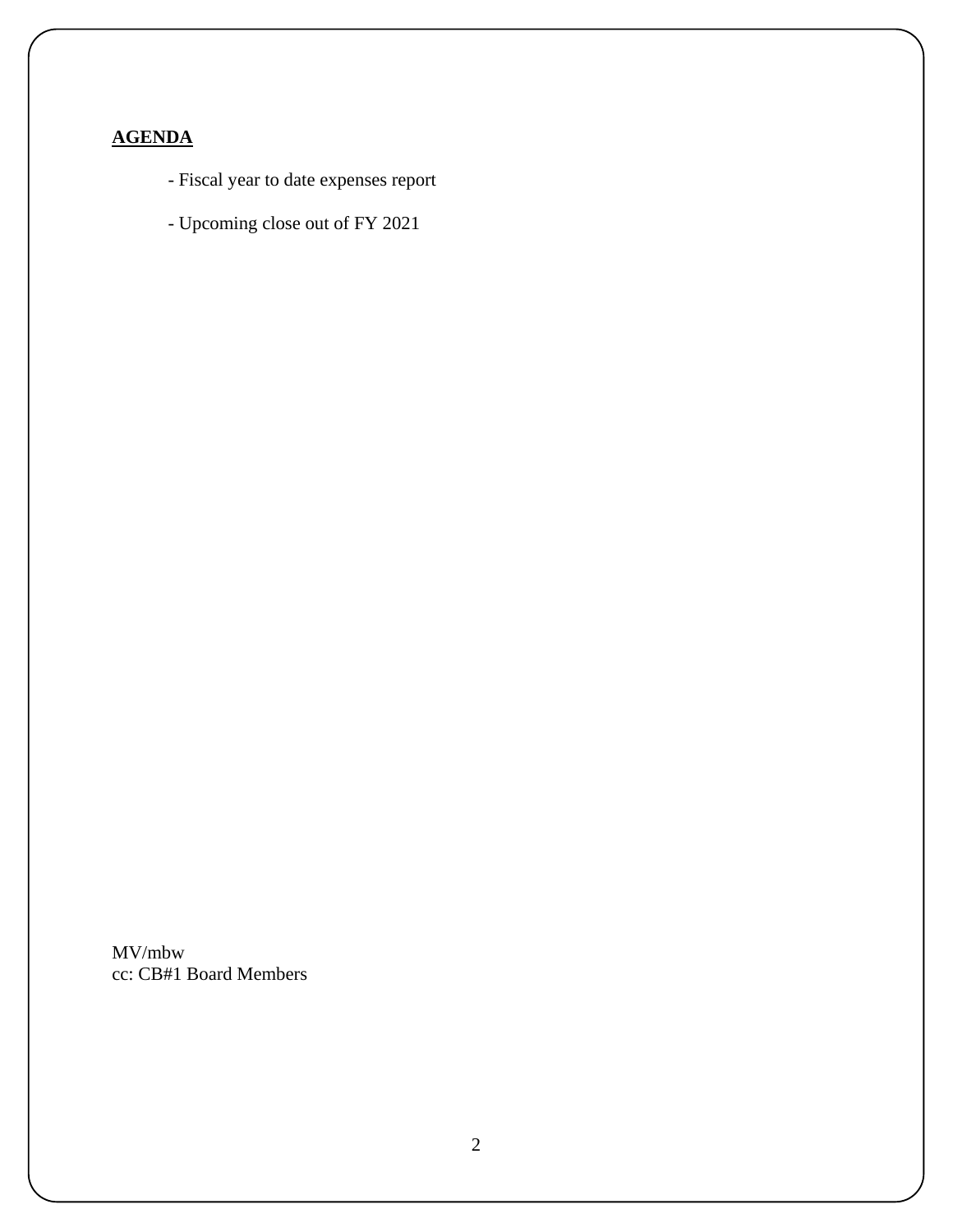**AGENDA**

- Fiscal year to date expenses report
- Upcoming close out of FY 2021

MV/mbw
cc: CB#1 Board Members